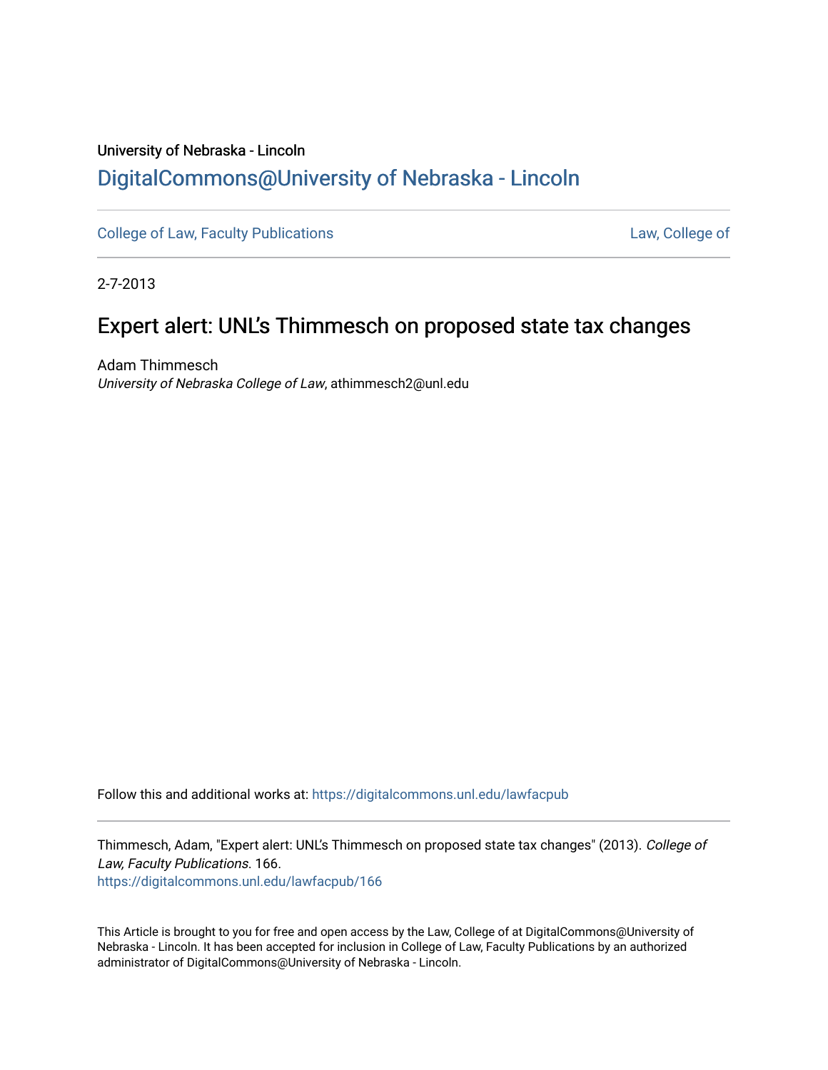University of Nebraska - Lincoln

## DigitalCommons@University of Nebraska - Lincoln

College of Law, Faculty Publications

Law, College of

2-7-2013

# Expert alert: UNL's Thimmesch on proposed state tax changes

Adam Thimmesch
*University of Nebraska College of Law*, athimmesch2@unl.edu

Follow this and additional works at: https://digitalcommons.unl.edu/lawfacpub

Thimmesch, Adam, "Expert alert: UNL's Thimmesch on proposed state tax changes" (2013). *College of Law, Faculty Publications*. 166.
https://digitalcommons.unl.edu/lawfacpub/166

This Article is brought to you for free and open access by the Law, College of at DigitalCommons@University of Nebraska - Lincoln. It has been accepted for inclusion in College of Law, Faculty Publications by an authorized administrator of DigitalCommons@University of Nebraska - Lincoln.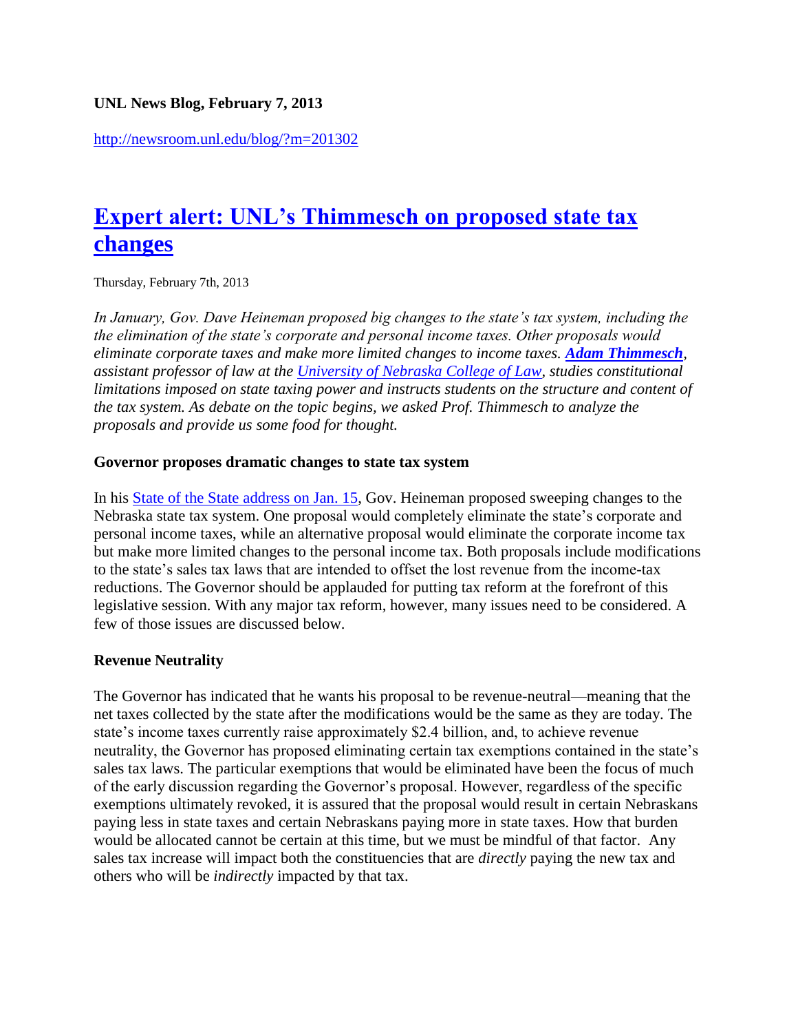**UNL News Blog, February 7, 2013**

http://newsroom.unl.edu/blog/?m=201302

# [Expert alert: UNL's Thimmesch on proposed state tax changes](#)

Thursday, February 7th, 2013

*In January, Gov. Dave Heineman proposed big changes to the state's tax system, including the the elimination of the state's corporate and personal income taxes. Other proposals would eliminate corporate taxes and make more limited changes to income taxes.* ***[Adam Thimmesch](#)****, assistant professor of law at the [University of Nebraska College of Law](#), studies constitutional limitations imposed on state taxing power and instructs students on the structure and content of the tax system. As debate on the topic begins, we asked Prof. Thimmesch to analyze the proposals and provide us some food for thought.*

**Governor proposes dramatic changes to state tax system**

In his [State of the State address on Jan. 15](#), Gov. Heineman proposed sweeping changes to the Nebraska state tax system. One proposal would completely eliminate the state's corporate and personal income taxes, while an alternative proposal would eliminate the corporate income tax but make more limited changes to the personal income tax. Both proposals include modifications to the state's sales tax laws that are intended to offset the lost revenue from the income-tax reductions. The Governor should be applauded for putting tax reform at the forefront of this legislative session. With any major tax reform, however, many issues need to be considered. A few of those issues are discussed below.

**Revenue Neutrality**

The Governor has indicated that he wants his proposal to be revenue-neutral—meaning that the net taxes collected by the state after the modifications would be the same as they are today. The state's income taxes currently raise approximately $2.4 billion, and, to achieve revenue neutrality, the Governor has proposed eliminating certain tax exemptions contained in the state's sales tax laws. The particular exemptions that would be eliminated have been the focus of much of the early discussion regarding the Governor's proposal. However, regardless of the specific exemptions ultimately revoked, it is assured that the proposal would result in certain Nebraskans paying less in state taxes and certain Nebraskans paying more in state taxes. How that burden would be allocated cannot be certain at this time, but we must be mindful of that factor. Any sales tax increase will impact both the constituencies that are *directly* paying the new tax and others who will be *indirectly* impacted by that tax.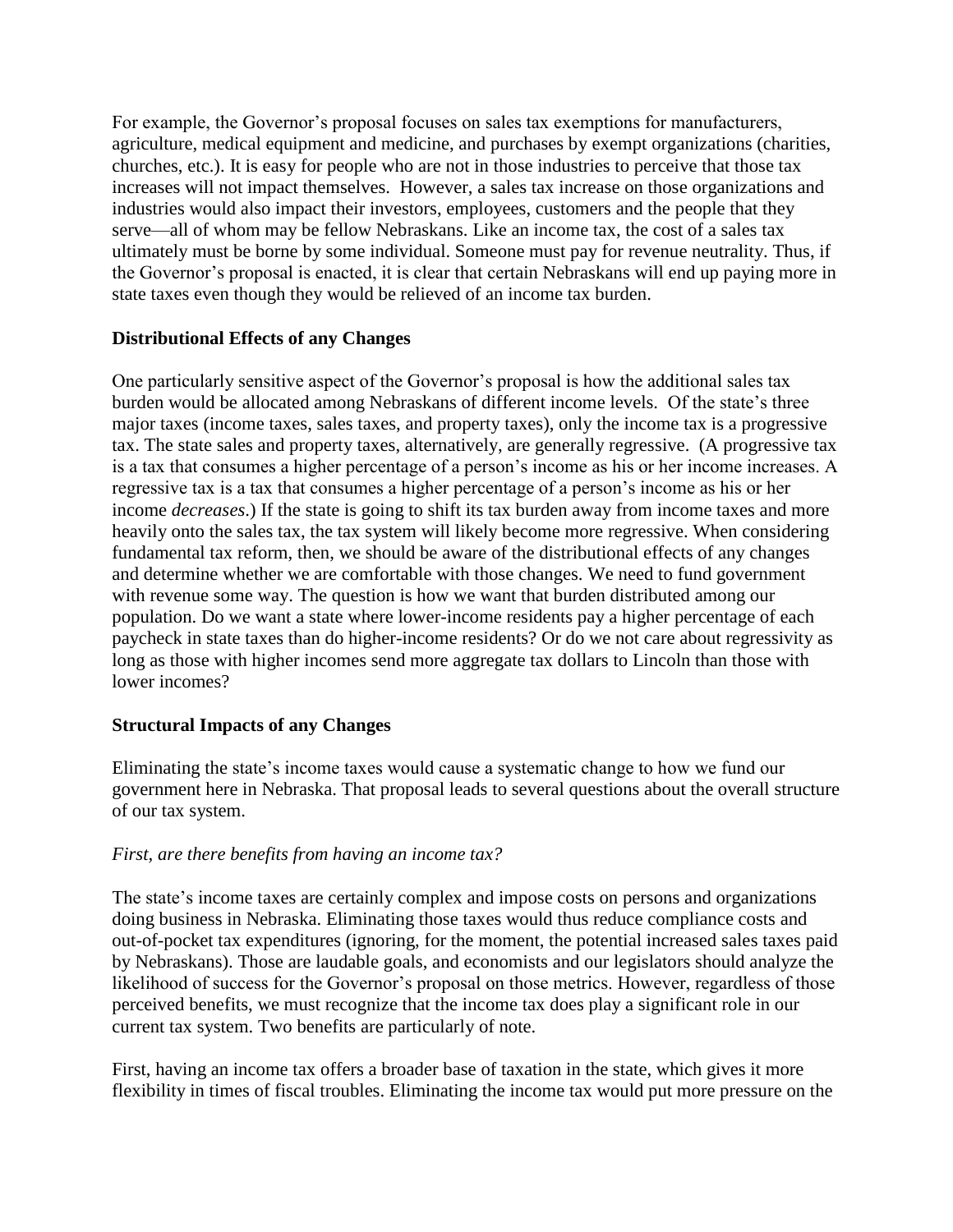For example, the Governor's proposal focuses on sales tax exemptions for manufacturers, agriculture, medical equipment and medicine, and purchases by exempt organizations (charities, churches, etc.). It is easy for people who are not in those industries to perceive that those tax increases will not impact themselves. However, a sales tax increase on those organizations and industries would also impact their investors, employees, customers and the people that they serve—all of whom may be fellow Nebraskans. Like an income tax, the cost of a sales tax ultimately must be borne by some individual. Someone must pay for revenue neutrality. Thus, if the Governor's proposal is enacted, it is clear that certain Nebraskans will end up paying more in state taxes even though they would be relieved of an income tax burden.

**Distributional Effects of any Changes**

One particularly sensitive aspect of the Governor's proposal is how the additional sales tax burden would be allocated among Nebraskans of different income levels. Of the state's three major taxes (income taxes, sales taxes, and property taxes), only the income tax is a progressive tax. The state sales and property taxes, alternatively, are generally regressive. (A progressive tax is a tax that consumes a higher percentage of a person's income as his or her income increases. A regressive tax is a tax that consumes a higher percentage of a person's income as his or her income *decreases*.) If the state is going to shift its tax burden away from income taxes and more heavily onto the sales tax, the tax system will likely become more regressive. When considering fundamental tax reform, then, we should be aware of the distributional effects of any changes and determine whether we are comfortable with those changes. We need to fund government with revenue some way. The question is how we want that burden distributed among our population. Do we want a state where lower-income residents pay a higher percentage of each paycheck in state taxes than do higher-income residents? Or do we not care about regressivity as long as those with higher incomes send more aggregate tax dollars to Lincoln than those with lower incomes?

**Structural Impacts of any Changes**

Eliminating the state's income taxes would cause a systematic change to how we fund our government here in Nebraska. That proposal leads to several questions about the overall structure of our tax system.

*First, are there benefits from having an income tax?*

The state's income taxes are certainly complex and impose costs on persons and organizations doing business in Nebraska. Eliminating those taxes would thus reduce compliance costs and out-of-pocket tax expenditures (ignoring, for the moment, the potential increased sales taxes paid by Nebraskans). Those are laudable goals, and economists and our legislators should analyze the likelihood of success for the Governor's proposal on those metrics. However, regardless of those perceived benefits, we must recognize that the income tax does play a significant role in our current tax system. Two benefits are particularly of note.

First, having an income tax offers a broader base of taxation in the state, which gives it more flexibility in times of fiscal troubles. Eliminating the income tax would put more pressure on the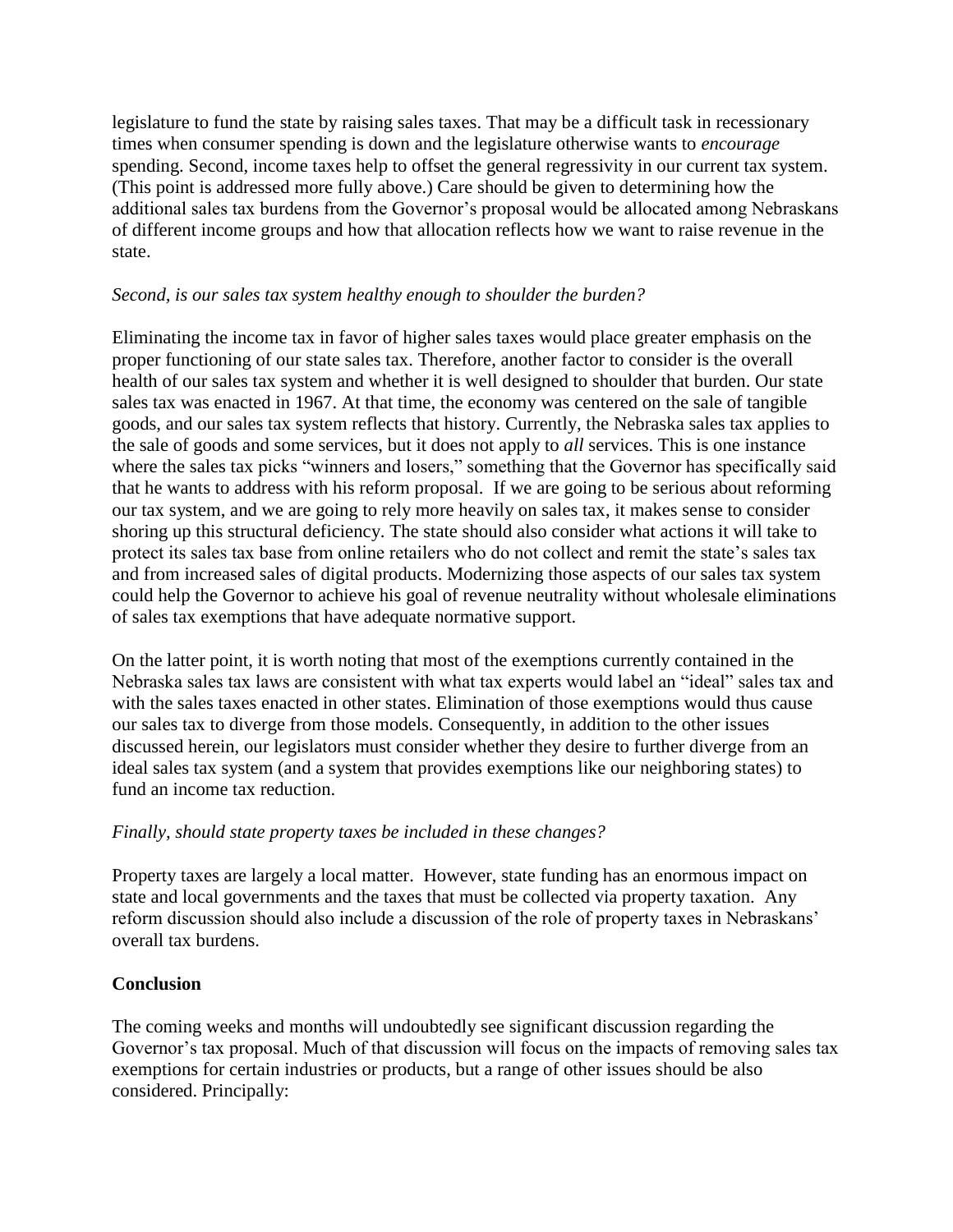legislature to fund the state by raising sales taxes. That may be a difficult task in recessionary times when consumer spending is down and the legislature otherwise wants to *encourage* spending. Second, income taxes help to offset the general regressivity in our current tax system. (This point is addressed more fully above.) Care should be given to determining how the additional sales tax burdens from the Governor's proposal would be allocated among Nebraskans of different income groups and how that allocation reflects how we want to raise revenue in the state.

*Second, is our sales tax system healthy enough to shoulder the burden?*

Eliminating the income tax in favor of higher sales taxes would place greater emphasis on the proper functioning of our state sales tax. Therefore, another factor to consider is the overall health of our sales tax system and whether it is well designed to shoulder that burden. Our state sales tax was enacted in 1967. At that time, the economy was centered on the sale of tangible goods, and our sales tax system reflects that history. Currently, the Nebraska sales tax applies to the sale of goods and some services, but it does not apply to *all* services. This is one instance where the sales tax picks "winners and losers," something that the Governor has specifically said that he wants to address with his reform proposal. If we are going to be serious about reforming our tax system, and we are going to rely more heavily on sales tax, it makes sense to consider shoring up this structural deficiency. The state should also consider what actions it will take to protect its sales tax base from online retailers who do not collect and remit the state's sales tax and from increased sales of digital products. Modernizing those aspects of our sales tax system could help the Governor to achieve his goal of revenue neutrality without wholesale eliminations of sales tax exemptions that have adequate normative support.

On the latter point, it is worth noting that most of the exemptions currently contained in the Nebraska sales tax laws are consistent with what tax experts would label an "ideal" sales tax and with the sales taxes enacted in other states. Elimination of those exemptions would thus cause our sales tax to diverge from those models. Consequently, in addition to the other issues discussed herein, our legislators must consider whether they desire to further diverge from an ideal sales tax system (and a system that provides exemptions like our neighboring states) to fund an income tax reduction.

*Finally, should state property taxes be included in these changes?*

Property taxes are largely a local matter. However, state funding has an enormous impact on state and local governments and the taxes that must be collected via property taxation. Any reform discussion should also include a discussion of the role of property taxes in Nebraskans' overall tax burdens.

**Conclusion**

The coming weeks and months will undoubtedly see significant discussion regarding the Governor's tax proposal. Much of that discussion will focus on the impacts of removing sales tax exemptions for certain industries or products, but a range of other issues should be also considered. Principally: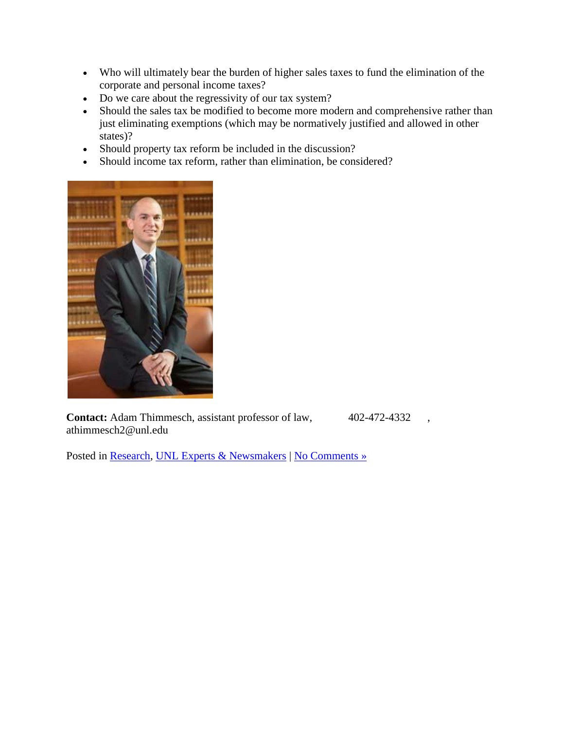- Who will ultimately bear the burden of higher sales taxes to fund the elimination of the corporate and personal income taxes?
- Do we care about the regressivity of our tax system?
- Should the sales tax be modified to become more modern and comprehensive rather than just eliminating exemptions (which may be normatively justified and allowed in other states)?
- Should property tax reform be included in the discussion?
- Should income tax reform, rather than elimination, be considered?

**Contact:** Adam Thimmesch, assistant professor of law, 402-472-4332 , athimmesch2@unl.edu

Posted in Research, UNL Experts & Newsmakers | No Comments »